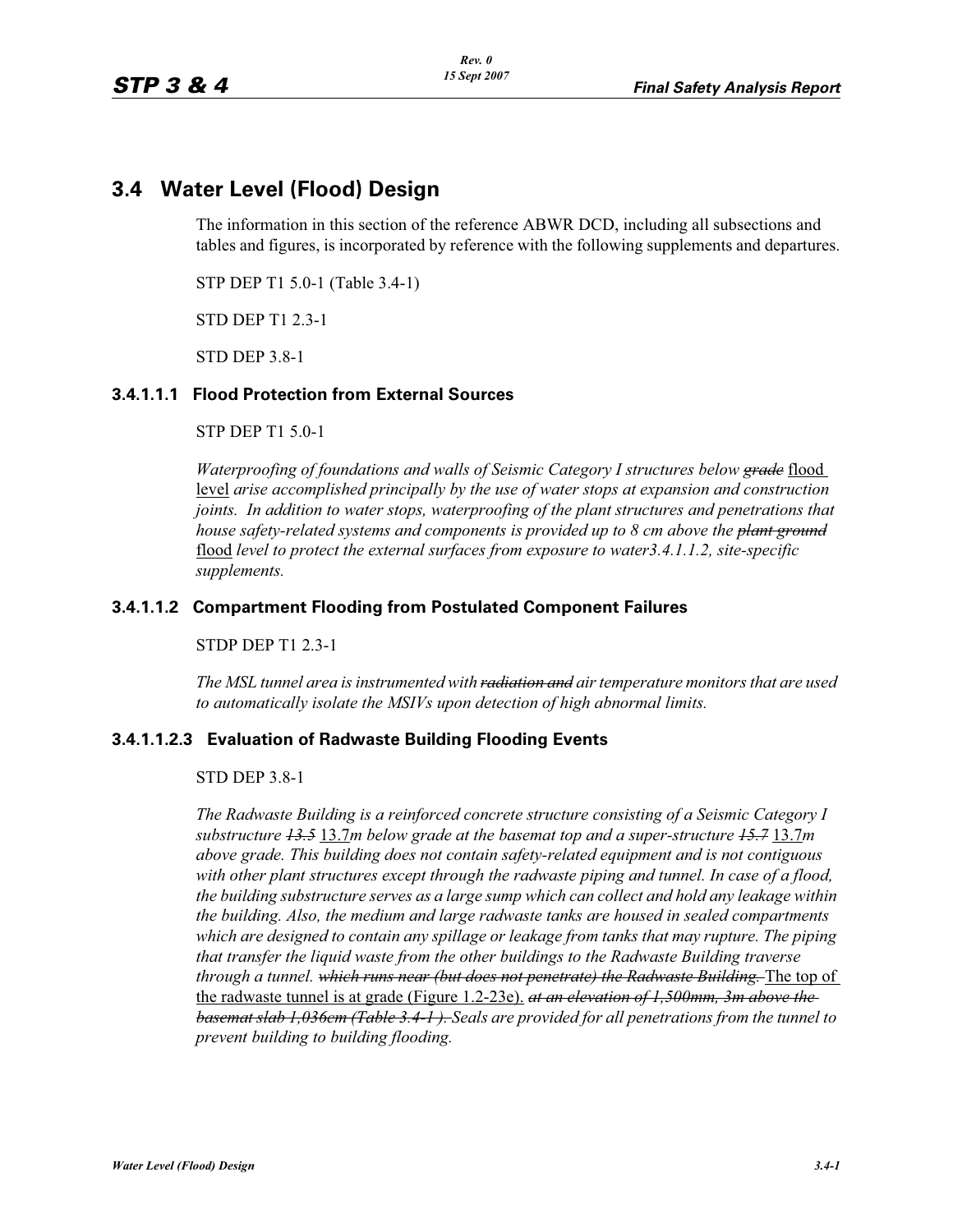## 3.4 Water Level (Flood) Design

The information in this section of the reference ABWR DCD, including all subsections and tables and figures, is incorporated by reference with the following supplements and departures.

STP DEP T1 5.0-1 (Table 3.4-1)

STD DEP T1 2.3-1

STD DEP 3.8-1

### 3.4.1.1.1 Flood Protection from External Sources

STP DEP T1 5.0-1

*Waterproofing of foundations and walls of Seismic Category I structures below ~~grade~~* flood level *arise accomplished principally by the use of water stops at expansion and construction joints. In addition to water stops, waterproofing of the plant structures and penetrations that house safety-related systems and components is provided up to 8 cm above the ~~plant ground~~* flood *level to protect the external surfaces from exposure to water3.4.1.1.2, site-specific supplements.*

### 3.4.1.1.2 Compartment Flooding from Postulated Component Failures

STDP DEP T1 2.3-1

*The MSL tunnel area is instrumented with ~~radiation and~~ air temperature monitors that are used to automatically isolate the MSIVs upon detection of high abnormal limits.*

### 3.4.1.1.2.3 Evaluation of Radwaste Building Flooding Events

STD DEP 3.8-1

*The Radwaste Building is a reinforced concrete structure consisting of a Seismic Category I substructure ~~13.5~~* 13.7*m below grade at the basemat top and a super-structure ~~15.7~~* 13.7*m above grade. This building does not contain safety-related equipment and is not contiguous with other plant structures except through the radwaste piping and tunnel. In case of a flood, the building substructure serves as a large sump which can collect and hold any leakage within the building. Also, the medium and large radwaste tanks are housed in sealed compartments which are designed to contain any spillage or leakage from tanks that may rupture. The piping that transfer the liquid waste from the other buildings to the Radwaste Building traverse through a tunnel. ~~which runs near (but does not penetrate) the Radwaste Building.~~* The top of the radwaste tunnel is at grade (Figure 1.2-23e). *~~at an elevation of 1,500mm, 3m above the basemat slab 1,036cm (Table 3.4-1 ).~~ Seals are provided for all penetrations from the tunnel to prevent building to building flooding.*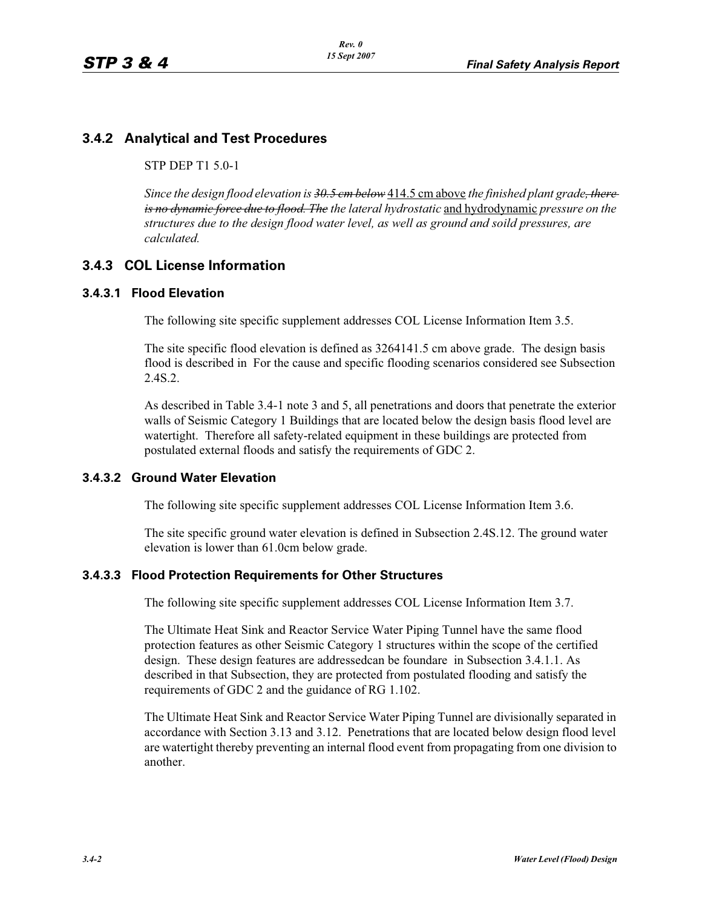## 3.4.2 Analytical and Test Procedures

STP DEP T1 5.0-1

*Since the design flood elevation is ~~30.5 cm below~~ 414.5 cm above the finished plant grade~~, there is no dynamic force due to flood. The~~ the lateral hydrostatic* and hydrodynamic *pressure on the structures due to the design flood water level, as well as ground and soild pressures, are calculated.*

## 3.4.3 COL License Information

### 3.4.3.1 Flood Elevation

The following site specific supplement addresses COL License Information Item 3.5.

The site specific flood elevation is defined as 3264141.5 cm above grade. The design basis flood is described in For the cause and specific flooding scenarios considered see Subsection 2.4S.2.

As described in Table 3.4-1 note 3 and 5, all penetrations and doors that penetrate the exterior walls of Seismic Category 1 Buildings that are located below the design basis flood level are watertight. Therefore all safety-related equipment in these buildings are protected from postulated external floods and satisfy the requirements of GDC 2.

### 3.4.3.2 Ground Water Elevation

The following site specific supplement addresses COL License Information Item 3.6.

The site specific ground water elevation is defined in Subsection 2.4S.12. The ground water elevation is lower than 61.0cm below grade.

### 3.4.3.3 Flood Protection Requirements for Other Structures

The following site specific supplement addresses COL License Information Item 3.7.

The Ultimate Heat Sink and Reactor Service Water Piping Tunnel have the same flood protection features as other Seismic Category 1 structures within the scope of the certified design. These design features are addressedcan be foundare in Subsection 3.4.1.1. As described in that Subsection, they are protected from postulated flooding and satisfy the requirements of GDC 2 and the guidance of RG 1.102.

The Ultimate Heat Sink and Reactor Service Water Piping Tunnel are divisionally separated in accordance with Section 3.13 and 3.12. Penetrations that are located below design flood level are watertight thereby preventing an internal flood event from propagating from one division to another.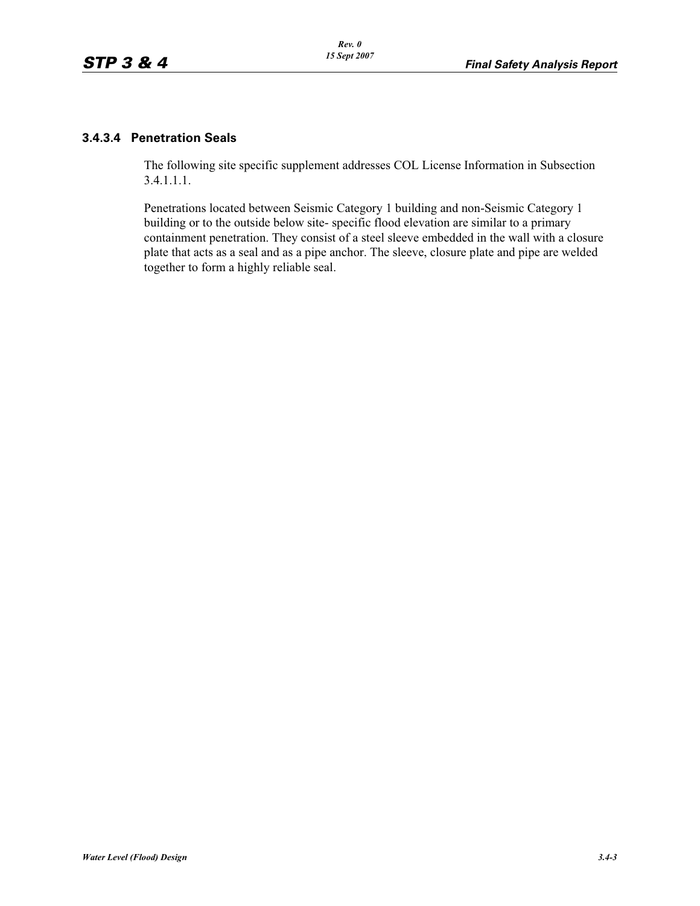### 3.4.3.4 Penetration Seals

The following site specific supplement addresses COL License Information in Subsection 3.4.1.1.1.

Penetrations located between Seismic Category 1 building and non-Seismic Category 1 building or to the outside below site- specific flood elevation are similar to a primary containment penetration. They consist of a steel sleeve embedded in the wall with a closure plate that acts as a seal and as a pipe anchor. The sleeve, closure plate and pipe are welded together to form a highly reliable seal.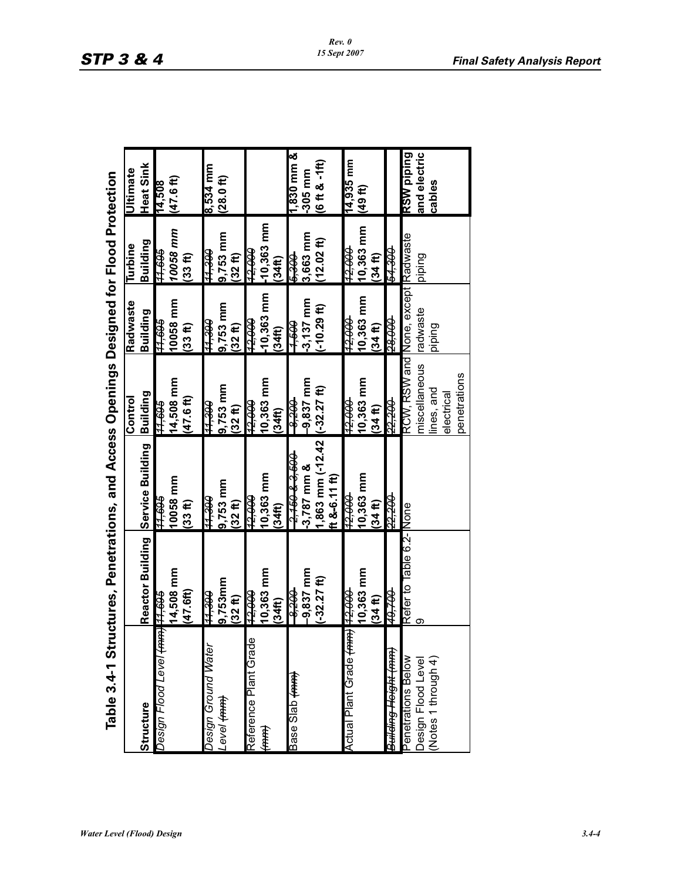# Table 3.4-1 Structures, Penetrations, and Access Openings Designed for Flood Protection

| Structure | Reactor Building | Service Building | Control Building | Radwaste Building | Turbine Building | Ultimate Heat Sink |
|---|---|---|---|---|---|---|
| Design Flood Level ~~(mm)~~ | ~~11,695~~ 14,508 mm (47.6ft) | ~~11,695~~ 10058 mm (33 ft) | ~~11,695~~ 14,508 mm (47.6 ft) | ~~11,695~~ 10058 mm (33 ft) | ~~11,695~~ *10058 mm* (33 ft) | 14,508 (47.6 ft) |
| Design Ground Water Level ~~(mm)~~ | ~~11,300~~ 9,753mm (32 ft) | ~~11,300~~ 9,753 mm (32 ft) | ~~11,300~~ 9,753 mm (32 ft) | ~~11,300~~ 9,753 mm (32 ft) | ~~11,300~~ 9,753 mm (32 ft) | 8,534 mm (28.0 ft) |
| Reference Plant Grade ~~(mm)~~ | ~~12,000~~ 10,363 mm (34ft) | ~~12,000~~ 10,363 mm (34ft) | ~~12,000~~ 10,363 mm (34ft) | ~~12,000~~ -10,363 mm (34ft) | ~~12,000~~ -10,363 mm (34ft) | |
| Base Slab ~~(mm)~~ | ~~-8,200~~ -9,837 mm (-32.27 ft) | ~~-2,150 & 2,500~~ -3,787 mm & 1,863 mm (-12.42 ft &-6.11 ft) | ~~-8,200~~ -9,837 mm (-32.27 ft) | ~~-1,500~~ -3,137 mm (-10.29 ft) | ~~5,300~~ 3,663 mm (12.02 ft) | 1,830 mm & -305 mm (6 ft & -1ft) |
| Actual Plant Grade ~~(mm)~~ | ~~12,000~~ 10,363 mm (34 ft) | ~~12,000~~ 10,363 mm (34 ft) | ~~12,000~~ 10,363 mm (34 ft) | ~~12,000~~ 10,363 mm (34 ft) | ~~12,000~~ 10,363 mm (34 ft) | 14,935 mm (49 ft) |
| ~~Building Height (mm)~~ | ~~49,700~~ | ~~22,200~~ | ~~22,200~~ | ~~28,000~~ | ~~54,300~~ | |
| Penetrations Below Design Flood Level (Notes 1 through 4) | Refer to Table 6.2-9 | None | RCW, RSW and miscellaneous lines, and electrical penetrations | None, except radwaste piping | Radwaste piping | RSW piping and electric cables |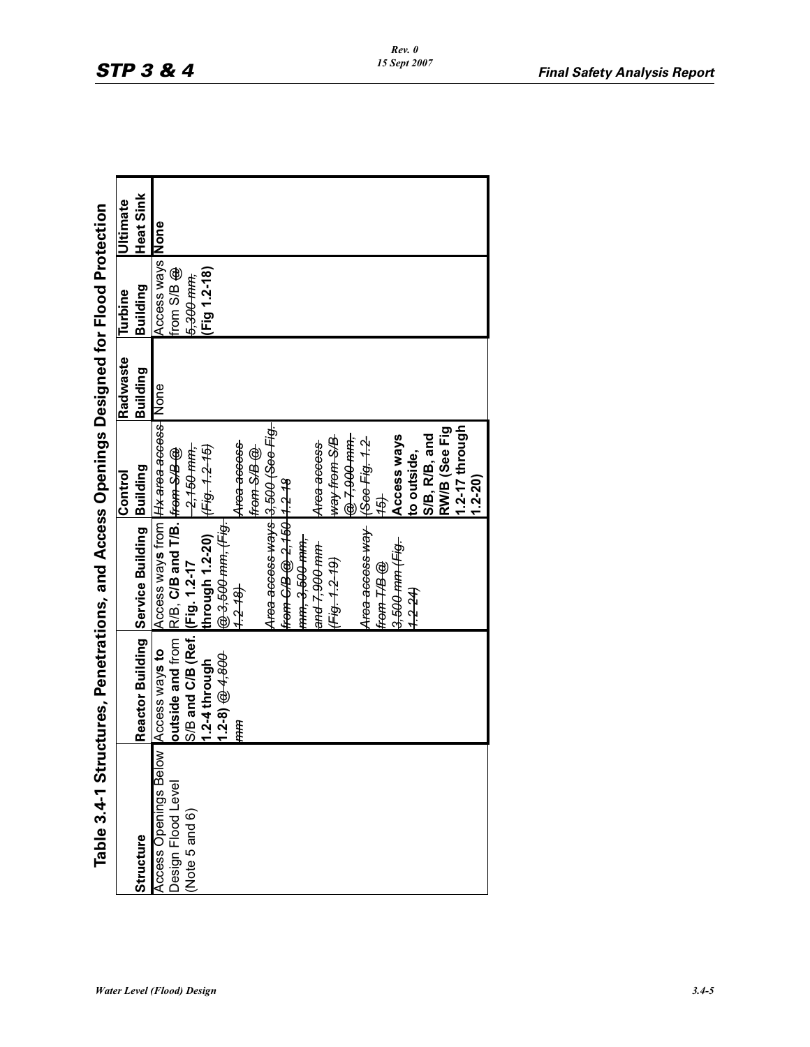## Table 3.4-1 Structures, Penetrations, and Access Openings Designed for Flood Protection

| Structure | Reactor Building | Service Building | Control Building | Radwaste Building | Turbine Building | Ultimate Heat Sink |
|---|---|---|---|---|---|---|
| Access Openings Below Design Flood Level (Note 5 and 6) | Access ways to **outside and from** S/B **and C/B (Ref. 1.2-4 through 1.2-8)** ~~@ 4,800 mm~~ | Access ways from R/B, **C/B and T/B. (Fig. 1.2-17 through 1.2-20)** ~~@ 3,500 mm, (Fig. 1.2-18)~~ ~~Area access ways from C/B @ 2,150 mm, 3,500 mm, and 7,900 mm (Fig. 1.2-19)~~ ~~Area access way from T/B @ 3,500 mm (Fig. 1.2-24)~~ | ~~Hx area access from S/B @ 2,150 mm, (Fig. 1.2-15)~~ ~~Area access from S/B @ 3,500 (See Fig. 1.2-18~~ ~~Area access way from S/B @ 7,900 mm, (See Fig. 1.2-15)~~ **Access ways to outside, S/B, R/B, and RW/B (See Fig 1.2-17 through 1.2-20)** | None | Access ways from S/B ~~@ 5,300 mm,~~ **(Fig 1.2-18)** | **None** |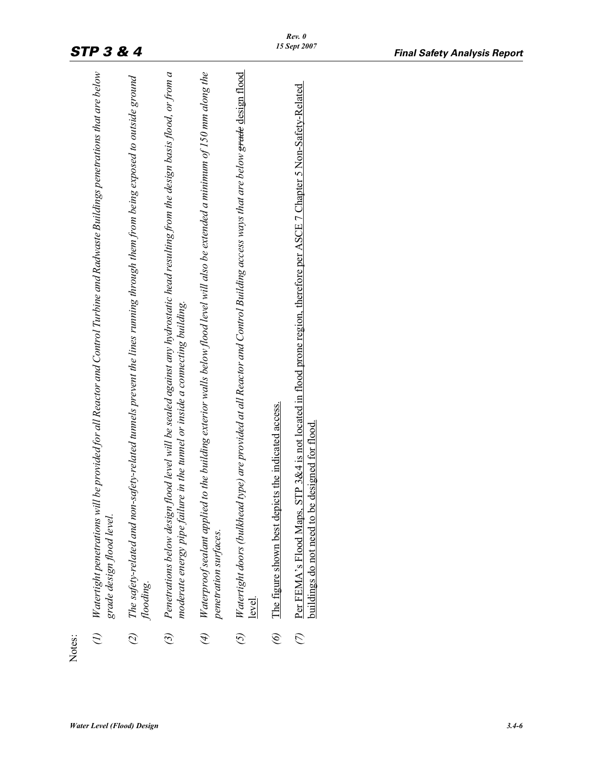Notes:

1. *Watertight penetrations will be provided for all Reactor and Control Turbine and Radwaste Buildings penetrations that are below grade design flood level.*

2. *The safety-related and non-safety-related tunnels prevent the lines running through them from being exposed to outside ground flooding.*

3. *Penetrations below design flood level will be sealed against any hydrostatic head resulting from the design basis flood, or from a moderate energy pipe failure in the tunnel or inside a connecting building.*

4. *Waterproof sealant applied to the building exterior walls below flood level will also be extended a minimum of 150 mm along the penetration surfaces.*

5. *Watertight doors (bulkhead type) are provided at all Reactor and Control Building access ways that are below ~~grade~~* design flood level.

6. The figure shown best depicts the indicated access.

7. Per FEMA's Flood Maps, STP 3&4 is not located in flood prone region, therefore per ASCE 7 Chapter 5 Non-Safety-Related buildings do not need to be designed for flood.